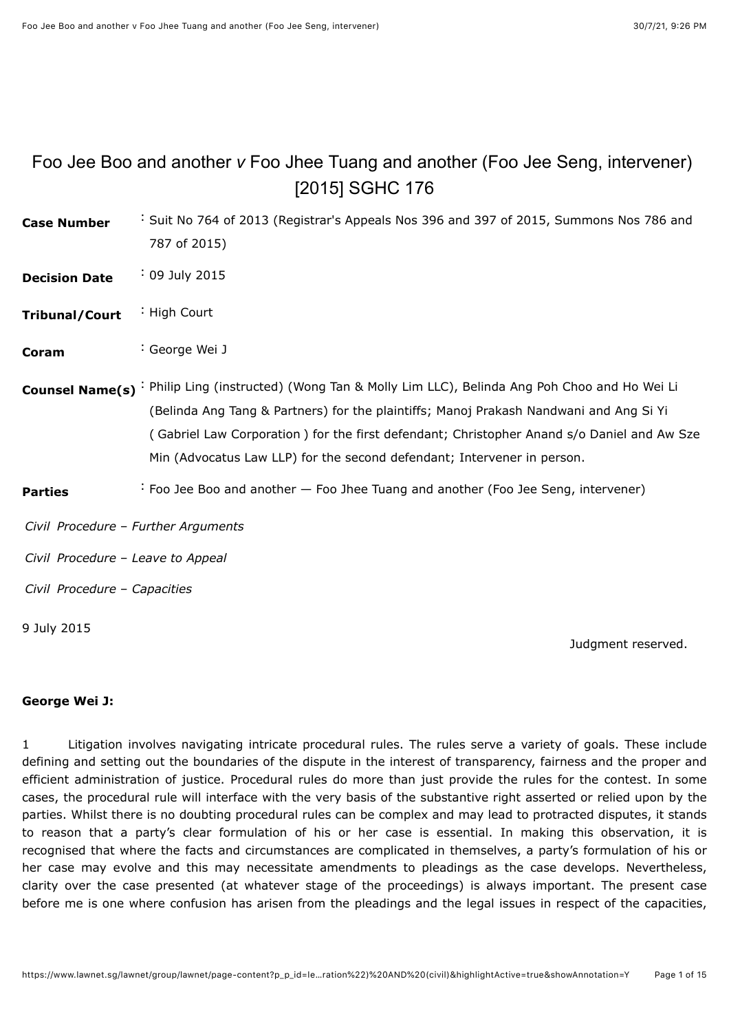# Foo Jee Boo and another *v* Foo Jhee Tuang and another (Foo Jee Seng, intervener) [2015] SGHC 176

| | |
|---|---|
| **Case Number** | : Suit No 764 of 2013 (Registrar's Appeals Nos 396 and 397 of 2015, Summons Nos 786 and 787 of 2015) |
| **Decision Date** | : 09 July 2015 |
| **Tribunal/Court** | : High Court |
| **Coram** | : George Wei J |
| **Counsel Name(s)** | : Philip Ling (instructed) (Wong Tan & Molly Lim LLC), Belinda Ang Poh Choo and Ho Wei Li (Belinda Ang Tang & Partners) for the plaintiffs; Manoj Prakash Nandwani and Ang Si Yi ( Gabriel Law Corporation ) for the first defendant; Christopher Anand s/o Daniel and Aw Sze Min (Advocatus Law LLP) for the second defendant; Intervener in person. |
| **Parties** | : Foo Jee Boo and another — Foo Jhee Tuang and another (Foo Jee Seng, intervener) |

*Civil Procedure – Further Arguments*

*Civil Procedure – Leave to Appeal*

*Civil Procedure – Capacities*

9 July 2015

Judgment reserved.

**George Wei J:**

1 Litigation involves navigating intricate procedural rules. The rules serve a variety of goals. These include defining and setting out the boundaries of the dispute in the interest of transparency, fairness and the proper and efficient administration of justice. Procedural rules do more than just provide the rules for the contest. In some cases, the procedural rule will interface with the very basis of the substantive right asserted or relied upon by the parties. Whilst there is no doubting procedural rules can be complex and may lead to protracted disputes, it stands to reason that a party's clear formulation of his or her case is essential. In making this observation, it is recognised that where the facts and circumstances are complicated in themselves, a party's formulation of his or her case may evolve and this may necessitate amendments to pleadings as the case develops. Nevertheless, clarity over the case presented (at whatever stage of the proceedings) is always important. The present case before me is one where confusion has arisen from the pleadings and the legal issues in respect of the capacities,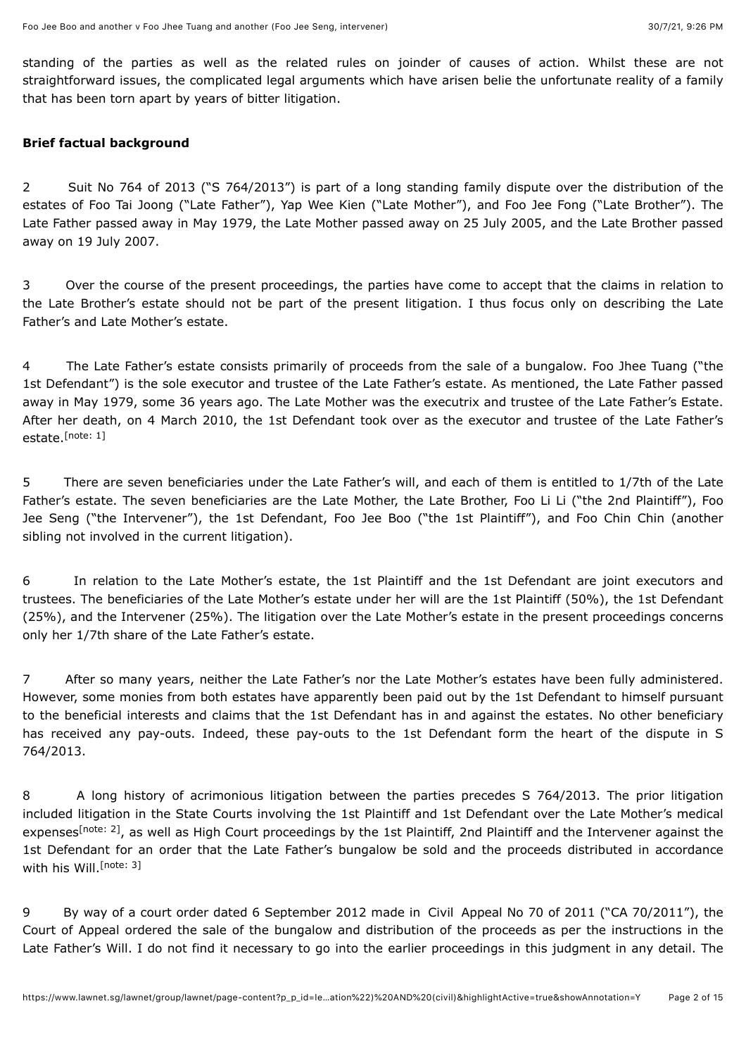standing of the parties as well as the related rules on joinder of causes of action. Whilst these are not straightforward issues, the complicated legal arguments which have arisen belie the unfortunate reality of a family that has been torn apart by years of bitter litigation.

**Brief factual background**

2 Suit No 764 of 2013 ("S 764/2013") is part of a long standing family dispute over the distribution of the estates of Foo Tai Joong ("Late Father"), Yap Wee Kien ("Late Mother"), and Foo Jee Fong ("Late Brother"). The Late Father passed away in May 1979, the Late Mother passed away on 25 July 2005, and the Late Brother passed away on 19 July 2007.

3 Over the course of the present proceedings, the parties have come to accept that the claims in relation to the Late Brother's estate should not be part of the present litigation. I thus focus only on describing the Late Father's and Late Mother's estate.

4 The Late Father's estate consists primarily of proceeds from the sale of a bungalow. Foo Jhee Tuang ("the 1st Defendant") is the sole executor and trustee of the Late Father's estate. As mentioned, the Late Father passed away in May 1979, some 36 years ago. The Late Mother was the executrix and trustee of the Late Father's Estate. After her death, on 4 March 2010, the 1st Defendant took over as the executor and trustee of the Late Father's estate.[note: 1]

5 There are seven beneficiaries under the Late Father's will, and each of them is entitled to 1/7th of the Late Father's estate. The seven beneficiaries are the Late Mother, the Late Brother, Foo Li Li ("the 2nd Plaintiff"), Foo Jee Seng ("the Intervener"), the 1st Defendant, Foo Jee Boo ("the 1st Plaintiff"), and Foo Chin Chin (another sibling not involved in the current litigation).

6 In relation to the Late Mother's estate, the 1st Plaintiff and the 1st Defendant are joint executors and trustees. The beneficiaries of the Late Mother's estate under her will are the 1st Plaintiff (50%), the 1st Defendant (25%), and the Intervener (25%). The litigation over the Late Mother's estate in the present proceedings concerns only her 1/7th share of the Late Father's estate.

7 After so many years, neither the Late Father's nor the Late Mother's estates have been fully administered. However, some monies from both estates have apparently been paid out by the 1st Defendant to himself pursuant to the beneficial interests and claims that the 1st Defendant has in and against the estates. No other beneficiary has received any pay-outs. Indeed, these pay-outs to the 1st Defendant form the heart of the dispute in S 764/2013.

8 A long history of acrimonious litigation between the parties precedes S 764/2013. The prior litigation included litigation in the State Courts involving the 1st Plaintiff and 1st Defendant over the Late Mother's medical expenses[note: 2], as well as High Court proceedings by the 1st Plaintiff, 2nd Plaintiff and the Intervener against the 1st Defendant for an order that the Late Father's bungalow be sold and the proceeds distributed in accordance with his Will.[note: 3]

9 By way of a court order dated 6 September 2012 made in Civil Appeal No 70 of 2011 ("CA 70/2011"), the Court of Appeal ordered the sale of the bungalow and distribution of the proceeds as per the instructions in the Late Father's Will. I do not find it necessary to go into the earlier proceedings in this judgment in any detail. The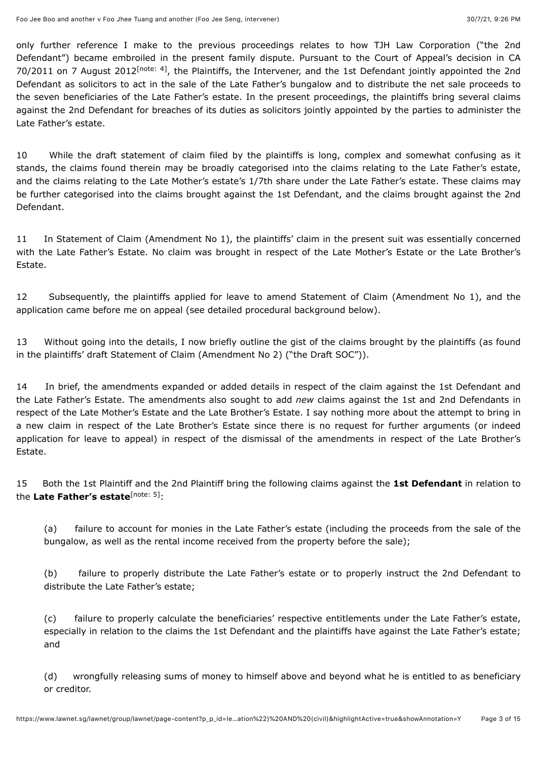only further reference I make to the previous proceedings relates to how TJH Law Corporation ("the 2nd Defendant") became embroiled in the present family dispute. Pursuant to the Court of Appeal's decision in CA 70/2011 on 7 August 2012[note: 4], the Plaintiffs, the Intervener, and the 1st Defendant jointly appointed the 2nd Defendant as solicitors to act in the sale of the Late Father's bungalow and to distribute the net sale proceeds to the seven beneficiaries of the Late Father's estate. In the present proceedings, the plaintiffs bring several claims against the 2nd Defendant for breaches of its duties as solicitors jointly appointed by the parties to administer the Late Father's estate.

10 While the draft statement of claim filed by the plaintiffs is long, complex and somewhat confusing as it stands, the claims found therein may be broadly categorised into the claims relating to the Late Father's estate, and the claims relating to the Late Mother's estate's 1/7th share under the Late Father's estate. These claims may be further categorised into the claims brought against the 1st Defendant, and the claims brought against the 2nd Defendant.

11 In Statement of Claim (Amendment No 1), the plaintiffs' claim in the present suit was essentially concerned with the Late Father's Estate. No claim was brought in respect of the Late Mother's Estate or the Late Brother's Estate.

12 Subsequently, the plaintiffs applied for leave to amend Statement of Claim (Amendment No 1), and the application came before me on appeal (see detailed procedural background below).

13 Without going into the details, I now briefly outline the gist of the claims brought by the plaintiffs (as found in the plaintiffs' draft Statement of Claim (Amendment No 2) ("the Draft SOC")).

14 In brief, the amendments expanded or added details in respect of the claim against the 1st Defendant and the Late Father's Estate. The amendments also sought to add *new* claims against the 1st and 2nd Defendants in respect of the Late Mother's Estate and the Late Brother's Estate. I say nothing more about the attempt to bring in a new claim in respect of the Late Brother's Estate since there is no request for further arguments (or indeed application for leave to appeal) in respect of the dismissal of the amendments in respect of the Late Brother's Estate.

15 Both the 1st Plaintiff and the 2nd Plaintiff bring the following claims against the **1st Defendant** in relation to the **Late Father's estate**[note: 5]:

> (a) failure to account for monies in the Late Father's estate (including the proceeds from the sale of the bungalow, as well as the rental income received from the property before the sale);
>
> (b) failure to properly distribute the Late Father's estate or to properly instruct the 2nd Defendant to distribute the Late Father's estate;
>
> (c) failure to properly calculate the beneficiaries' respective entitlements under the Late Father's estate, especially in relation to the claims the 1st Defendant and the plaintiffs have against the Late Father's estate; and
>
> (d) wrongfully releasing sums of money to himself above and beyond what he is entitled to as beneficiary or creditor.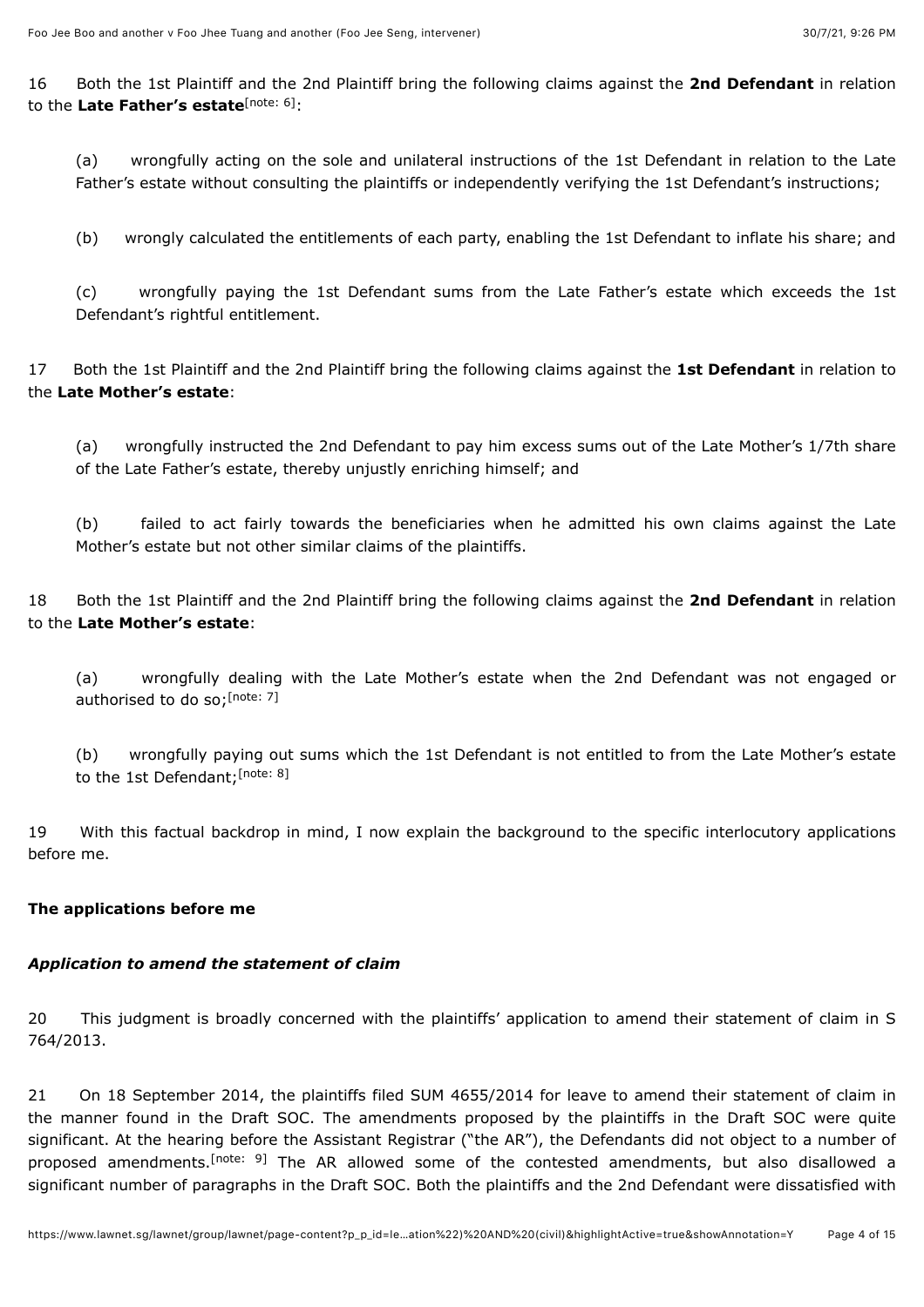16 Both the 1st Plaintiff and the 2nd Plaintiff bring the following claims against the **2nd Defendant** in relation to the **Late Father's estate**[note: 6]:

> (a) wrongfully acting on the sole and unilateral instructions of the 1st Defendant in relation to the Late Father's estate without consulting the plaintiffs or independently verifying the 1st Defendant's instructions;
>
> (b) wrongly calculated the entitlements of each party, enabling the 1st Defendant to inflate his share; and
>
> (c) wrongfully paying the 1st Defendant sums from the Late Father's estate which exceeds the 1st Defendant's rightful entitlement.

17 Both the 1st Plaintiff and the 2nd Plaintiff bring the following claims against the **1st Defendant** in relation to the **Late Mother's estate**:

> (a) wrongfully instructed the 2nd Defendant to pay him excess sums out of the Late Mother's 1/7th share of the Late Father's estate, thereby unjustly enriching himself; and
>
> (b) failed to act fairly towards the beneficiaries when he admitted his own claims against the Late Mother's estate but not other similar claims of the plaintiffs.

18 Both the 1st Plaintiff and the 2nd Plaintiff bring the following claims against the **2nd Defendant** in relation to the **Late Mother's estate**:

> (a) wrongfully dealing with the Late Mother's estate when the 2nd Defendant was not engaged or authorised to do so;[note: 7]
>
> (b) wrongfully paying out sums which the 1st Defendant is not entitled to from the Late Mother's estate to the 1st Defendant;[note: 8]

19 With this factual backdrop in mind, I now explain the background to the specific interlocutory applications before me.

## The applications before me

### *Application to amend the statement of claim*

20 This judgment is broadly concerned with the plaintiffs' application to amend their statement of claim in S 764/2013.

21 On 18 September 2014, the plaintiffs filed SUM 4655/2014 for leave to amend their statement of claim in the manner found in the Draft SOC. The amendments proposed by the plaintiffs in the Draft SOC were quite significant. At the hearing before the Assistant Registrar ("the AR"), the Defendants did not object to a number of proposed amendments.[note: 9] The AR allowed some of the contested amendments, but also disallowed a significant number of paragraphs in the Draft SOC. Both the plaintiffs and the 2nd Defendant were dissatisfied with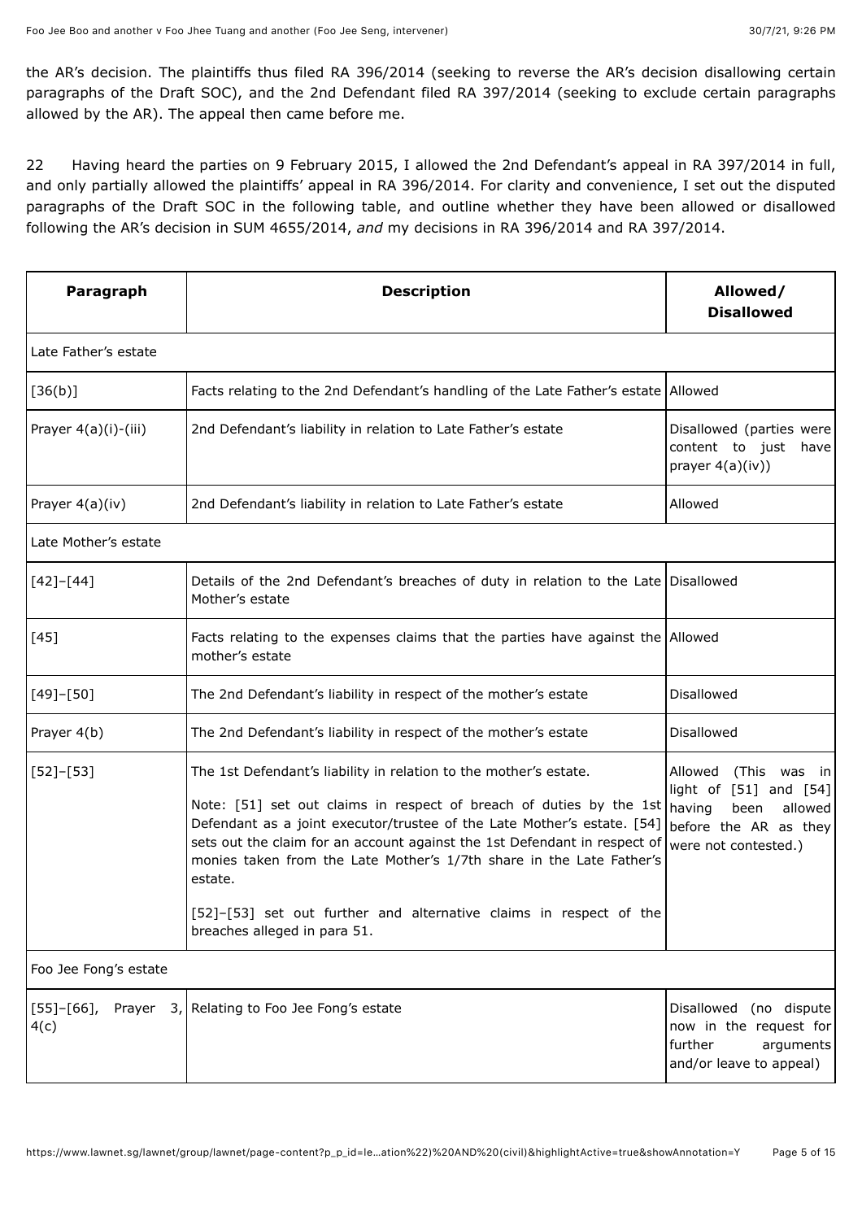the AR's decision. The plaintiffs thus filed RA 396/2014 (seeking to reverse the AR's decision disallowing certain paragraphs of the Draft SOC), and the 2nd Defendant filed RA 397/2014 (seeking to exclude certain paragraphs allowed by the AR). The appeal then came before me.

22 Having heard the parties on 9 February 2015, I allowed the 2nd Defendant's appeal in RA 397/2014 in full, and only partially allowed the plaintiffs' appeal in RA 396/2014. For clarity and convenience, I set out the disputed paragraphs of the Draft SOC in the following table, and outline whether they have been allowed or disallowed following the AR's decision in SUM 4655/2014, *and* my decisions in RA 396/2014 and RA 397/2014.

| **Paragraph** | **Description** | **Allowed/ Disallowed** |
|---|---|---|
| Late Father's estate | | |
| [36(b)] | Facts relating to the 2nd Defendant's handling of the Late Father's estate | Allowed |
| Prayer 4(a)(i)-(iii) | 2nd Defendant's liability in relation to Late Father's estate | Disallowed (parties were content to just have prayer 4(a)(iv)) |
| Prayer 4(a)(iv) | 2nd Defendant's liability in relation to Late Father's estate | Allowed |
| Late Mother's estate | | |
| [42]–[44] | Details of the 2nd Defendant's breaches of duty in relation to the Late Mother's estate | Disallowed |
| [45] | Facts relating to the expenses claims that the parties have against the mother's estate | Allowed |
| [49]–[50] | The 2nd Defendant's liability in respect of the mother's estate | Disallowed |
| Prayer 4(b) | The 2nd Defendant's liability in respect of the mother's estate | Disallowed |
| [52]–[53] | The 1st Defendant's liability in relation to the mother's estate.<br><br>Note: [51] set out claims in respect of breach of duties by the 1st Defendant as a joint executor/trustee of the Late Mother's estate. [54] sets out the claim for an account against the 1st Defendant in respect of monies taken from the Late Mother's 1/7th share in the Late Father's estate.<br><br>[52]–[53] set out further and alternative claims in respect of the breaches alleged in para 51. | Allowed (This was in light of [51] and [54] having been allowed before the AR as they were not contested.) |
| Foo Jee Fong's estate | | |
| [55]–[66], Prayer 3, 4(c) | Relating to Foo Jee Fong's estate | Disallowed (no dispute now in the request for further arguments and/or leave to appeal) |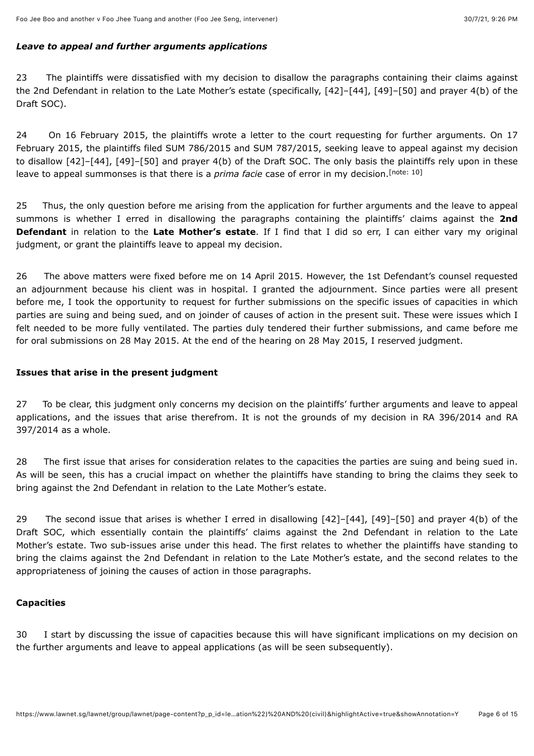### *Leave to appeal and further arguments applications*

23 The plaintiffs were dissatisfied with my decision to disallow the paragraphs containing their claims against the 2nd Defendant in relation to the Late Mother's estate (specifically, [42]–[44], [49]–[50] and prayer 4(b) of the Draft SOC).

24 On 16 February 2015, the plaintiffs wrote a letter to the court requesting for further arguments. On 17 February 2015, the plaintiffs filed SUM 786/2015 and SUM 787/2015, seeking leave to appeal against my decision to disallow [42]–[44], [49]–[50] and prayer 4(b) of the Draft SOC. The only basis the plaintiffs rely upon in these leave to appeal summonses is that there is a *prima facie* case of error in my decision.[note: 10]

25 Thus, the only question before me arising from the application for further arguments and the leave to appeal summons is whether I erred in disallowing the paragraphs containing the plaintiffs' claims against the **2nd Defendant** in relation to the **Late Mother's estate**. If I find that I did so err, I can either vary my original judgment, or grant the plaintiffs leave to appeal my decision.

26 The above matters were fixed before me on 14 April 2015. However, the 1st Defendant's counsel requested an adjournment because his client was in hospital. I granted the adjournment. Since parties were all present before me, I took the opportunity to request for further submissions on the specific issues of capacities in which parties are suing and being sued, and on joinder of causes of action in the present suit. These were issues which I felt needed to be more fully ventilated. The parties duly tendered their further submissions, and came before me for oral submissions on 28 May 2015. At the end of the hearing on 28 May 2015, I reserved judgment.

### **Issues that arise in the present judgment**

27 To be clear, this judgment only concerns my decision on the plaintiffs' further arguments and leave to appeal applications, and the issues that arise therefrom. It is not the grounds of my decision in RA 396/2014 and RA 397/2014 as a whole.

28 The first issue that arises for consideration relates to the capacities the parties are suing and being sued in. As will be seen, this has a crucial impact on whether the plaintiffs have standing to bring the claims they seek to bring against the 2nd Defendant in relation to the Late Mother's estate.

29 The second issue that arises is whether I erred in disallowing [42]–[44], [49]–[50] and prayer 4(b) of the Draft SOC, which essentially contain the plaintiffs' claims against the 2nd Defendant in relation to the Late Mother's estate. Two sub-issues arise under this head. The first relates to whether the plaintiffs have standing to bring the claims against the 2nd Defendant in relation to the Late Mother's estate, and the second relates to the appropriateness of joining the causes of action in those paragraphs.

### **Capacities**

30 I start by discussing the issue of capacities because this will have significant implications on my decision on the further arguments and leave to appeal applications (as will be seen subsequently).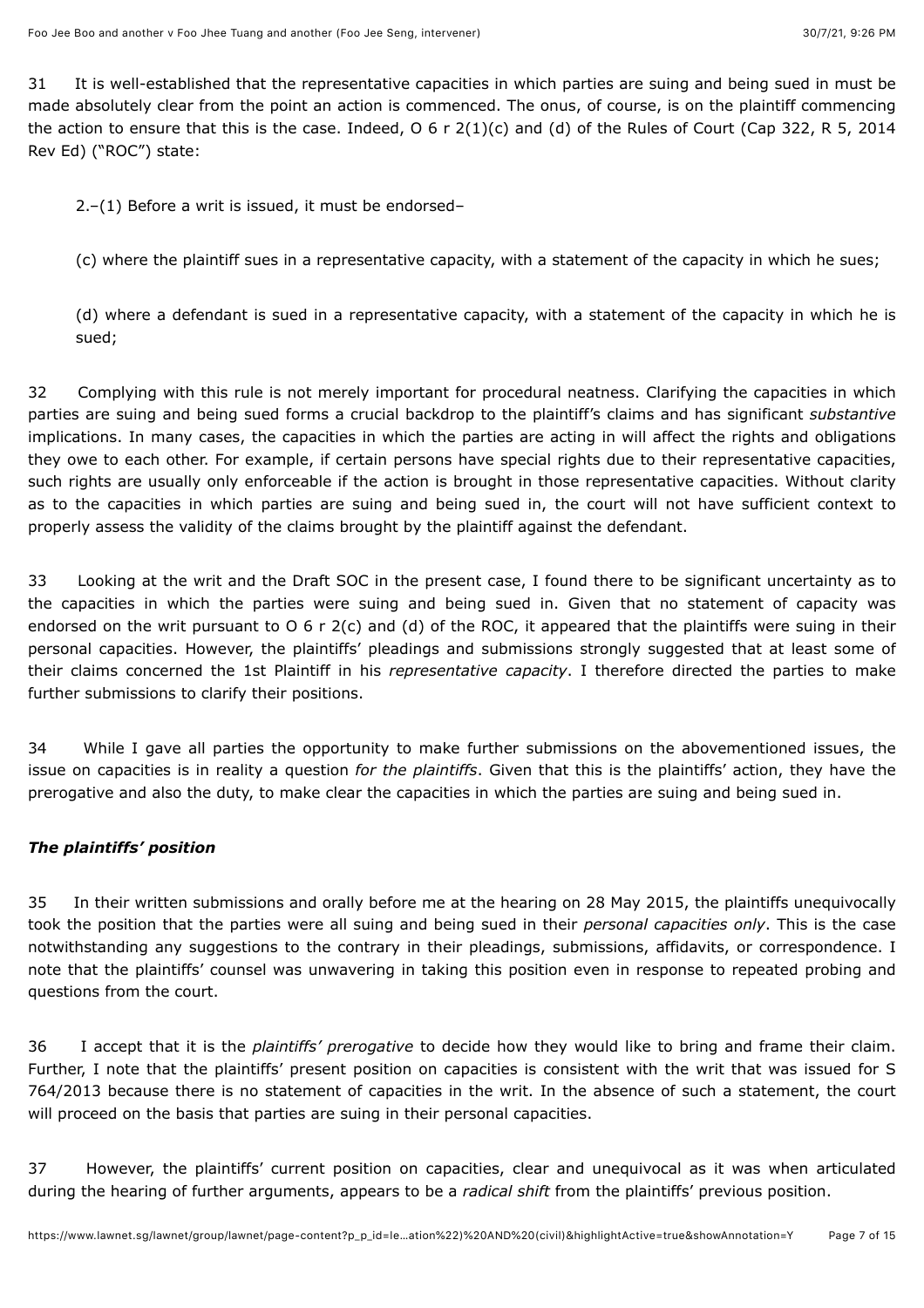31 It is well-established that the representative capacities in which parties are suing and being sued in must be made absolutely clear from the point an action is commenced. The onus, of course, is on the plaintiff commencing the action to ensure that this is the case. Indeed, O 6 r 2(1)(c) and (d) of the Rules of Court (Cap 322, R 5, 2014 Rev Ed) ("ROC") state:

> 2.–(1) Before a writ is issued, it must be endorsed–
>
> (c) where the plaintiff sues in a representative capacity, with a statement of the capacity in which he sues;
>
> (d) where a defendant is sued in a representative capacity, with a statement of the capacity in which he is sued;

32 Complying with this rule is not merely important for procedural neatness. Clarifying the capacities in which parties are suing and being sued forms a crucial backdrop to the plaintiff's claims and has significant *substantive* implications. In many cases, the capacities in which the parties are acting in will affect the rights and obligations they owe to each other. For example, if certain persons have special rights due to their representative capacities, such rights are usually only enforceable if the action is brought in those representative capacities. Without clarity as to the capacities in which parties are suing and being sued in, the court will not have sufficient context to properly assess the validity of the claims brought by the plaintiff against the defendant.

33 Looking at the writ and the Draft SOC in the present case, I found there to be significant uncertainty as to the capacities in which the parties were suing and being sued in. Given that no statement of capacity was endorsed on the writ pursuant to O 6 r 2(c) and (d) of the ROC, it appeared that the plaintiffs were suing in their personal capacities. However, the plaintiffs' pleadings and submissions strongly suggested that at least some of their claims concerned the 1st Plaintiff in his *representative capacity*. I therefore directed the parties to make further submissions to clarify their positions.

34 While I gave all parties the opportunity to make further submissions on the abovementioned issues, the issue on capacities is in reality a question *for the plaintiffs*. Given that this is the plaintiffs' action, they have the prerogative and also the duty, to make clear the capacities in which the parties are suing and being sued in.

### *The plaintiffs' position*

35 In their written submissions and orally before me at the hearing on 28 May 2015, the plaintiffs unequivocally took the position that the parties were all suing and being sued in their *personal capacities only*. This is the case notwithstanding any suggestions to the contrary in their pleadings, submissions, affidavits, or correspondence. I note that the plaintiffs' counsel was unwavering in taking this position even in response to repeated probing and questions from the court.

36 I accept that it is the *plaintiffs' prerogative* to decide how they would like to bring and frame their claim. Further, I note that the plaintiffs' present position on capacities is consistent with the writ that was issued for S 764/2013 because there is no statement of capacities in the writ. In the absence of such a statement, the court will proceed on the basis that parties are suing in their personal capacities.

37 However, the plaintiffs' current position on capacities, clear and unequivocal as it was when articulated during the hearing of further arguments, appears to be a *radical shift* from the plaintiffs' previous position.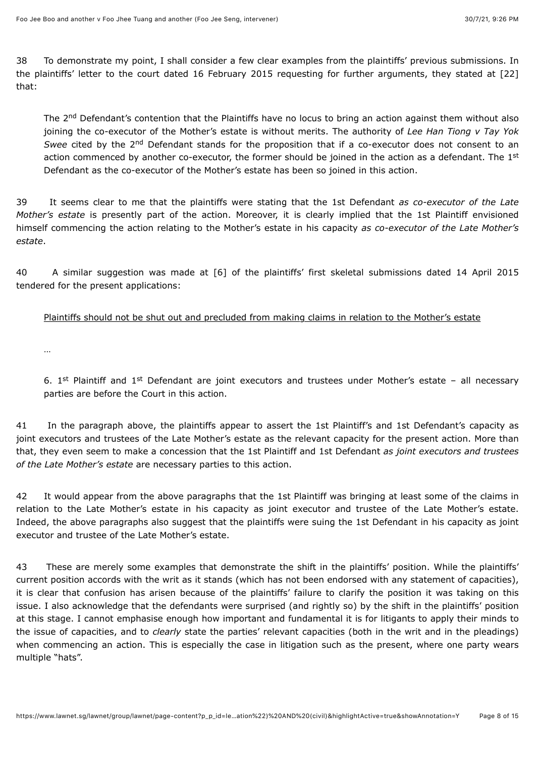38 To demonstrate my point, I shall consider a few clear examples from the plaintiffs' previous submissions. In the plaintiffs' letter to the court dated 16 February 2015 requesting for further arguments, they stated at [22] that:

> The 2nd Defendant's contention that the Plaintiffs have no locus to bring an action against them without also joining the co-executor of the Mother's estate is without merits. The authority of *Lee Han Tiong v Tay Yok Swee* cited by the 2nd Defendant stands for the proposition that if a co-executor does not consent to an action commenced by another co-executor, the former should be joined in the action as a defendant. The 1st Defendant as the co-executor of the Mother's estate has been so joined in this action.

39 It seems clear to me that the plaintiffs were stating that the 1st Defendant *as co-executor of the Late Mother's estate* is presently part of the action. Moreover, it is clearly implied that the 1st Plaintiff envisioned himself commencing the action relating to the Mother's estate in his capacity *as co-executor of the Late Mother's estate*.

40 A similar suggestion was made at [6] of the plaintiffs' first skeletal submissions dated 14 April 2015 tendered for the present applications:

> <u>Plaintiffs should not be shut out and precluded from making claims in relation to the Mother's estate</u>
>
> …
>
> 6. 1st Plaintiff and 1st Defendant are joint executors and trustees under Mother's estate – all necessary parties are before the Court in this action.

41 In the paragraph above, the plaintiffs appear to assert the 1st Plaintiff's and 1st Defendant's capacity as joint executors and trustees of the Late Mother's estate as the relevant capacity for the present action. More than that, they even seem to make a concession that the 1st Plaintiff and 1st Defendant *as joint executors and trustees of the Late Mother's estate* are necessary parties to this action.

42 It would appear from the above paragraphs that the 1st Plaintiff was bringing at least some of the claims in relation to the Late Mother's estate in his capacity as joint executor and trustee of the Late Mother's estate. Indeed, the above paragraphs also suggest that the plaintiffs were suing the 1st Defendant in his capacity as joint executor and trustee of the Late Mother's estate.

43 These are merely some examples that demonstrate the shift in the plaintiffs' position. While the plaintiffs' current position accords with the writ as it stands (which has not been endorsed with any statement of capacities), it is clear that confusion has arisen because of the plaintiffs' failure to clarify the position it was taking on this issue. I also acknowledge that the defendants were surprised (and rightly so) by the shift in the plaintiffs' position at this stage. I cannot emphasise enough how important and fundamental it is for litigants to apply their minds to the issue of capacities, and to *clearly* state the parties' relevant capacities (both in the writ and in the pleadings) when commencing an action. This is especially the case in litigation such as the present, where one party wears multiple "hats".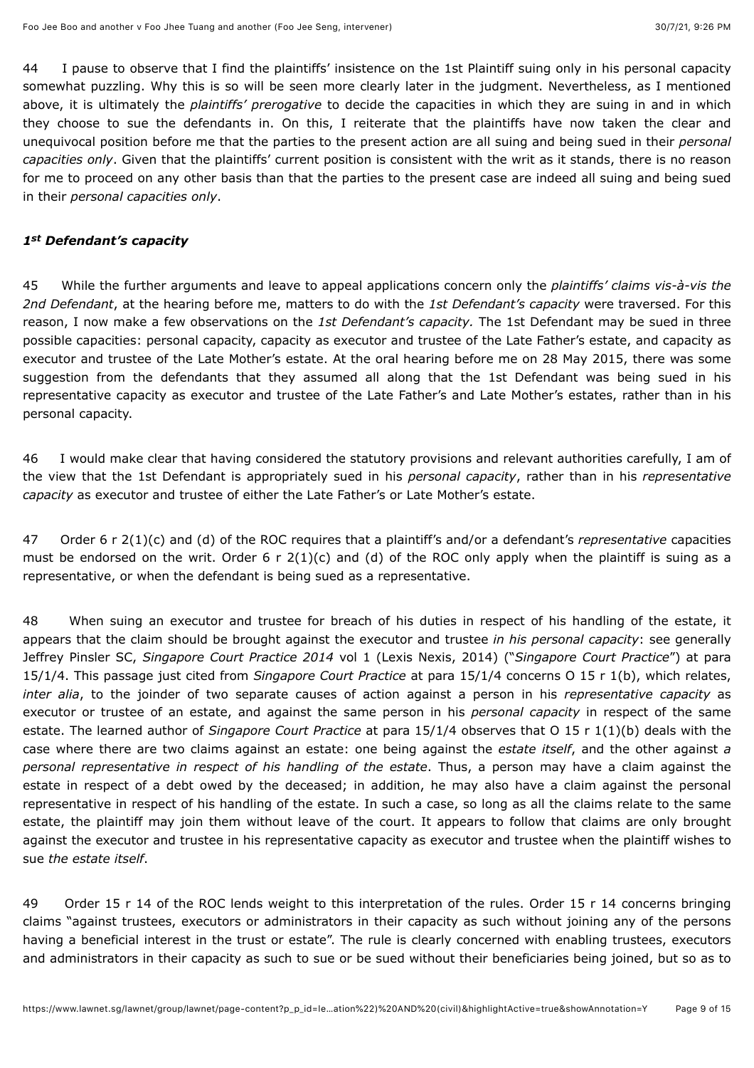44 I pause to observe that I find the plaintiffs' insistence on the 1st Plaintiff suing only in his personal capacity somewhat puzzling. Why this is so will be seen more clearly later in the judgment. Nevertheless, as I mentioned above, it is ultimately the *plaintiffs' prerogative* to decide the capacities in which they are suing in and in which they choose to sue the defendants in. On this, I reiterate that the plaintiffs have now taken the clear and unequivocal position before me that the parties to the present action are all suing and being sued in their *personal capacities only*. Given that the plaintiffs' current position is consistent with the writ as it stands, there is no reason for me to proceed on any other basis than that the parties to the present case are indeed all suing and being sued in their *personal capacities only*.

### *1st Defendant's capacity*

45 While the further arguments and leave to appeal applications concern only the *plaintiffs' claims vis-à-vis the 2nd Defendant*, at the hearing before me, matters to do with the *1st Defendant's capacity* were traversed. For this reason, I now make a few observations on the *1st Defendant's capacity.* The 1st Defendant may be sued in three possible capacities: personal capacity, capacity as executor and trustee of the Late Father's estate, and capacity as executor and trustee of the Late Mother's estate. At the oral hearing before me on 28 May 2015, there was some suggestion from the defendants that they assumed all along that the 1st Defendant was being sued in his representative capacity as executor and trustee of the Late Father's and Late Mother's estates, rather than in his personal capacity.

46 I would make clear that having considered the statutory provisions and relevant authorities carefully, I am of the view that the 1st Defendant is appropriately sued in his *personal capacity*, rather than in his *representative capacity* as executor and trustee of either the Late Father's or Late Mother's estate.

47 Order 6 r 2(1)(c) and (d) of the ROC requires that a plaintiff's and/or a defendant's *representative* capacities must be endorsed on the writ. Order 6 r 2(1)(c) and (d) of the ROC only apply when the plaintiff is suing as a representative, or when the defendant is being sued as a representative.

48 When suing an executor and trustee for breach of his duties in respect of his handling of the estate, it appears that the claim should be brought against the executor and trustee *in his personal capacity*: see generally Jeffrey Pinsler SC, *Singapore Court Practice 2014* vol 1 (Lexis Nexis, 2014) ("*Singapore Court Practice*") at para 15/1/4. This passage just cited from *Singapore Court Practice* at para 15/1/4 concerns O 15 r 1(b), which relates, *inter alia*, to the joinder of two separate causes of action against a person in his *representative capacity* as executor or trustee of an estate, and against the same person in his *personal capacity* in respect of the same estate. The learned author of *Singapore Court Practice* at para 15/1/4 observes that O 15 r 1(b) deals with the case where there are two claims against an estate: one being against the *estate itself*, and the other against *a personal representative in respect of his handling of the estate*. Thus, a person may have a claim against the estate in respect of a debt owed by the deceased; in addition, he may also have a claim against the personal representative in respect of his handling of the estate. In such a case, so long as all the claims relate to the same estate, the plaintiff may join them without leave of the court. It appears to follow that claims are only brought against the executor and trustee in his representative capacity as executor and trustee when the plaintiff wishes to sue *the estate itself*.

49 Order 15 r 14 of the ROC lends weight to this interpretation of the rules. Order 15 r 14 concerns bringing claims "against trustees, executors or administrators in their capacity as such without joining any of the persons having a beneficial interest in the trust or estate". The rule is clearly concerned with enabling trustees, executors and administrators in their capacity as such to sue or be sued without their beneficiaries being joined, but so as to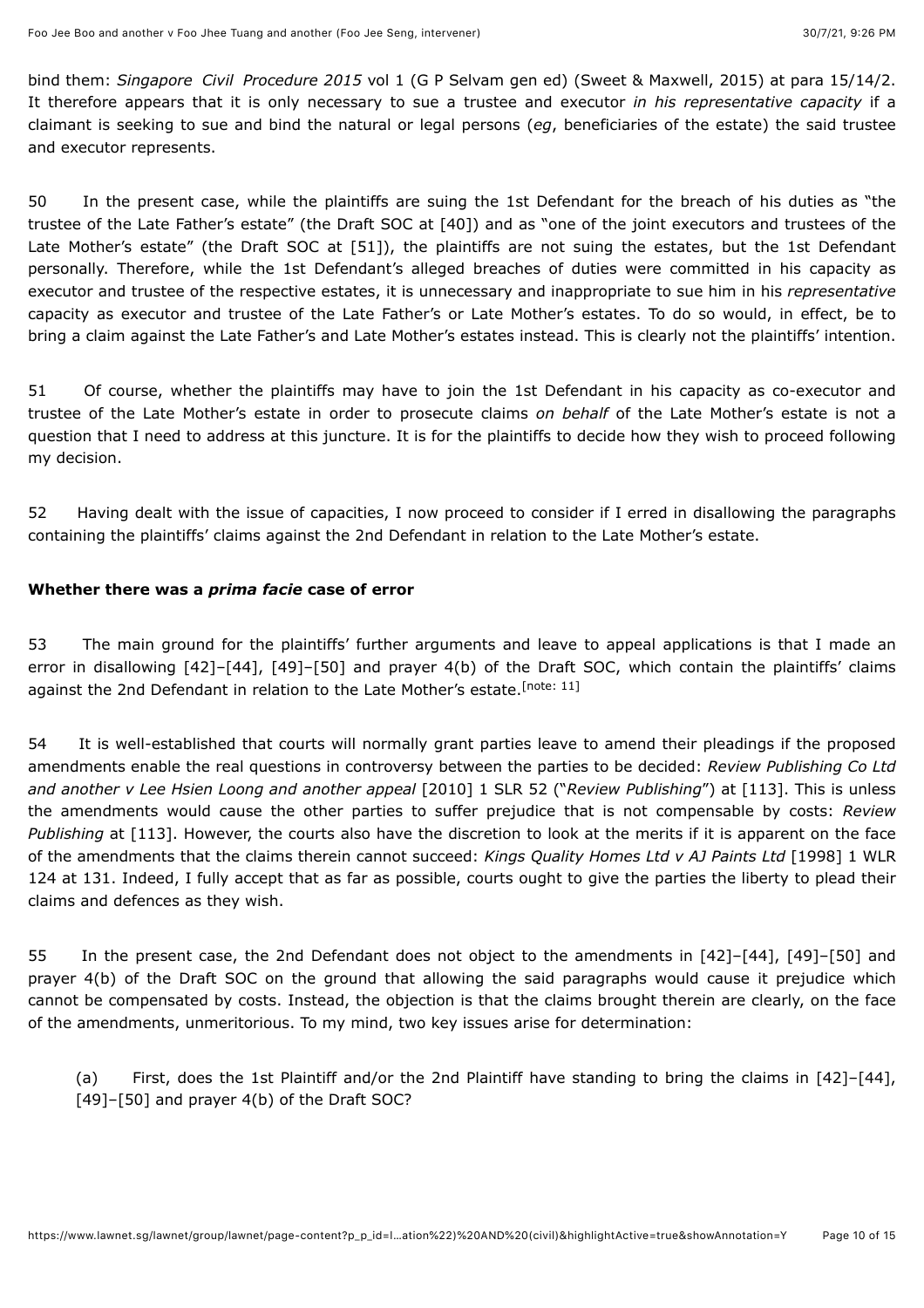bind them: *Singapore Civil Procedure 2015* vol 1 (G P Selvam gen ed) (Sweet & Maxwell, 2015) at para 15/14/2. It therefore appears that it is only necessary to sue a trustee and executor *in his representative capacity* if a claimant is seeking to sue and bind the natural or legal persons (*eg*, beneficiaries of the estate) the said trustee and executor represents.

50 In the present case, while the plaintiffs are suing the 1st Defendant for the breach of his duties as "the trustee of the Late Father's estate" (the Draft SOC at [40]) and as "one of the joint executors and trustees of the Late Mother's estate" (the Draft SOC at [51]), the plaintiffs are not suing the estates, but the 1st Defendant personally. Therefore, while the 1st Defendant's alleged breaches of duties were committed in his capacity as executor and trustee of the respective estates, it is unnecessary and inappropriate to sue him in his *representative* capacity as executor and trustee of the Late Father's or Late Mother's estates. To do so would, in effect, be to bring a claim against the Late Father's and Late Mother's estates instead. This is clearly not the plaintiffs' intention.

51 Of course, whether the plaintiffs may have to join the 1st Defendant in his capacity as co-executor and trustee of the Late Mother's estate in order to prosecute claims *on behalf* of the Late Mother's estate is not a question that I need to address at this juncture. It is for the plaintiffs to decide how they wish to proceed following my decision.

52 Having dealt with the issue of capacities, I now proceed to consider if I erred in disallowing the paragraphs containing the plaintiffs' claims against the 2nd Defendant in relation to the Late Mother's estate.

**Whether there was a *prima facie* case of error**

53 The main ground for the plaintiffs' further arguments and leave to appeal applications is that I made an error in disallowing [42]–[44], [49]–[50] and prayer 4(b) of the Draft SOC, which contain the plaintiffs' claims against the 2nd Defendant in relation to the Late Mother's estate.[note: 11]

54 It is well-established that courts will normally grant parties leave to amend their pleadings if the proposed amendments enable the real questions in controversy between the parties to be decided: *Review Publishing Co Ltd and another v Lee Hsien Loong and another appeal* [2010] 1 SLR 52 ("*Review Publishing*") at [113]. This is unless the amendments would cause the other parties to suffer prejudice that is not compensable by costs: *Review Publishing* at [113]. However, the courts also have the discretion to look at the merits if it is apparent on the face of the amendments that the claims therein cannot succeed: *Kings Quality Homes Ltd v AJ Paints Ltd* [1998] 1 WLR 124 at 131. Indeed, I fully accept that as far as possible, courts ought to give the parties the liberty to plead their claims and defences as they wish.

55 In the present case, the 2nd Defendant does not object to the amendments in [42]–[44], [49]–[50] and prayer 4(b) of the Draft SOC on the ground that allowing the said paragraphs would cause it prejudice which cannot be compensated by costs. Instead, the objection is that the claims brought therein are clearly, on the face of the amendments, unmeritorious. To my mind, two key issues arise for determination:

(a) First, does the 1st Plaintiff and/or the 2nd Plaintiff have standing to bring the claims in [42]–[44], [49]–[50] and prayer 4(b) of the Draft SOC?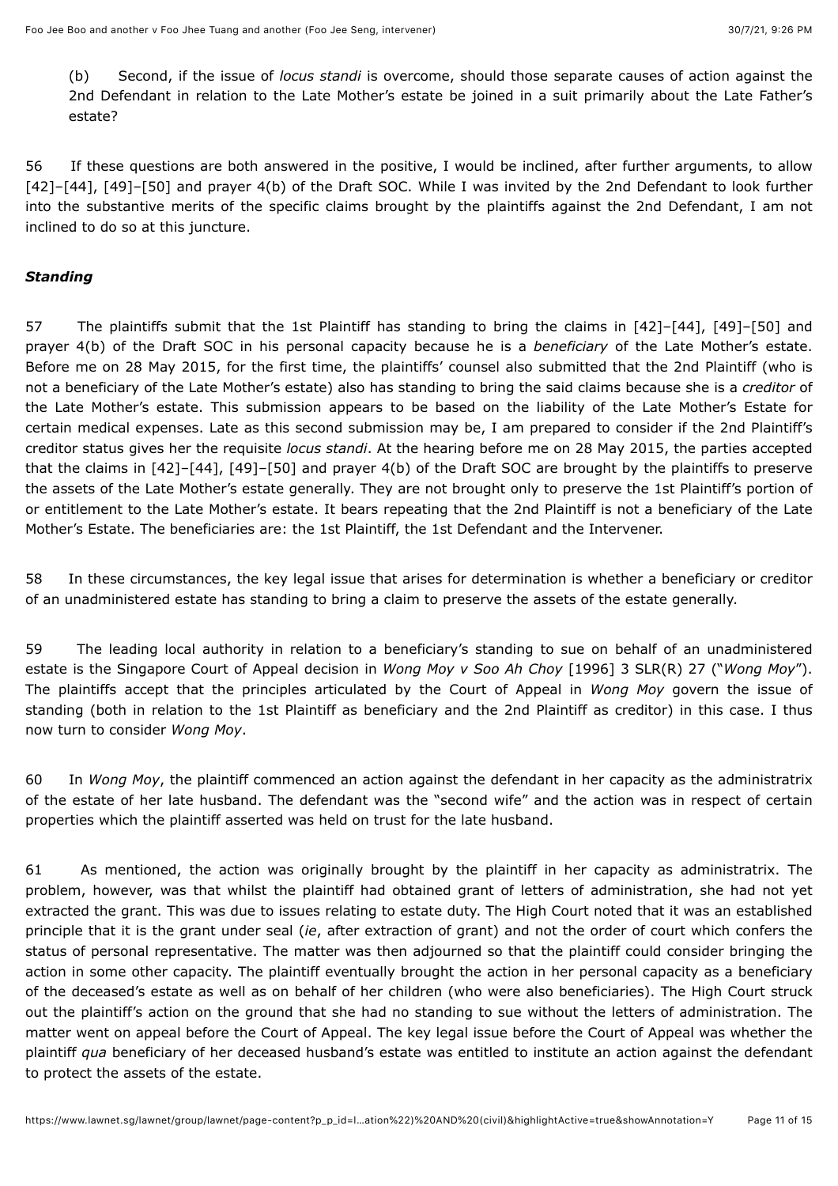(b) Second, if the issue of *locus standi* is overcome, should those separate causes of action against the 2nd Defendant in relation to the Late Mother's estate be joined in a suit primarily about the Late Father's estate?

56 If these questions are both answered in the positive, I would be inclined, after further arguments, to allow [42]–[44], [49]–[50] and prayer 4(b) of the Draft SOC. While I was invited by the 2nd Defendant to look further into the substantive merits of the specific claims brought by the plaintiffs against the 2nd Defendant, I am not inclined to do so at this juncture.

***Standing***

57 The plaintiffs submit that the 1st Plaintiff has standing to bring the claims in [42]–[44], [49]–[50] and prayer 4(b) of the Draft SOC in his personal capacity because he is a *beneficiary* of the Late Mother's estate. Before me on 28 May 2015, for the first time, the plaintiffs' counsel also submitted that the 2nd Plaintiff (who is not a beneficiary of the Late Mother's estate) also has standing to bring the said claims because she is a *creditor* of the Late Mother's estate. This submission appears to be based on the liability of the Late Mother's Estate for certain medical expenses. Late as this second submission may be, I am prepared to consider if the 2nd Plaintiff's creditor status gives her the requisite *locus standi*. At the hearing before me on 28 May 2015, the parties accepted that the claims in [42]–[44], [49]–[50] and prayer 4(b) of the Draft SOC are brought by the plaintiffs to preserve the assets of the Late Mother's estate generally. They are not brought only to preserve the 1st Plaintiff's portion of or entitlement to the Late Mother's estate. It bears repeating that the 2nd Plaintiff is not a beneficiary of the Late Mother's Estate. The beneficiaries are: the 1st Plaintiff, the 1st Defendant and the Intervener.

58 In these circumstances, the key legal issue that arises for determination is whether a beneficiary or creditor of an unadministered estate has standing to bring a claim to preserve the assets of the estate generally.

59 The leading local authority in relation to a beneficiary's standing to sue on behalf of an unadministered estate is the Singapore Court of Appeal decision in *Wong Moy v Soo Ah Choy* [1996] 3 SLR(R) 27 ("*Wong Moy*"). The plaintiffs accept that the principles articulated by the Court of Appeal in *Wong Moy* govern the issue of standing (both in relation to the 1st Plaintiff as beneficiary and the 2nd Plaintiff as creditor) in this case. I thus now turn to consider *Wong Moy*.

60 In *Wong Moy*, the plaintiff commenced an action against the defendant in her capacity as the administratrix of the estate of her late husband. The defendant was the "second wife" and the action was in respect of certain properties which the plaintiff asserted was held on trust for the late husband.

61 As mentioned, the action was originally brought by the plaintiff in her capacity as administratrix. The problem, however, was that whilst the plaintiff had obtained grant of letters of administration, she had not yet extracted the grant. This was due to issues relating to estate duty. The High Court noted that it was an established principle that it is the grant under seal (*ie*, after extraction of grant) and not the order of court which confers the status of personal representative. The matter was then adjourned so that the plaintiff could consider bringing the action in some other capacity. The plaintiff eventually brought the action in her personal capacity as a beneficiary of the deceased's estate as well as on behalf of her children (who were also beneficiaries). The High Court struck out the plaintiff's action on the ground that she had no standing to sue without the letters of administration. The matter went on appeal before the Court of Appeal. The key legal issue before the Court of Appeal was whether the plaintiff *qua* beneficiary of her deceased husband's estate was entitled to institute an action against the defendant to protect the assets of the estate.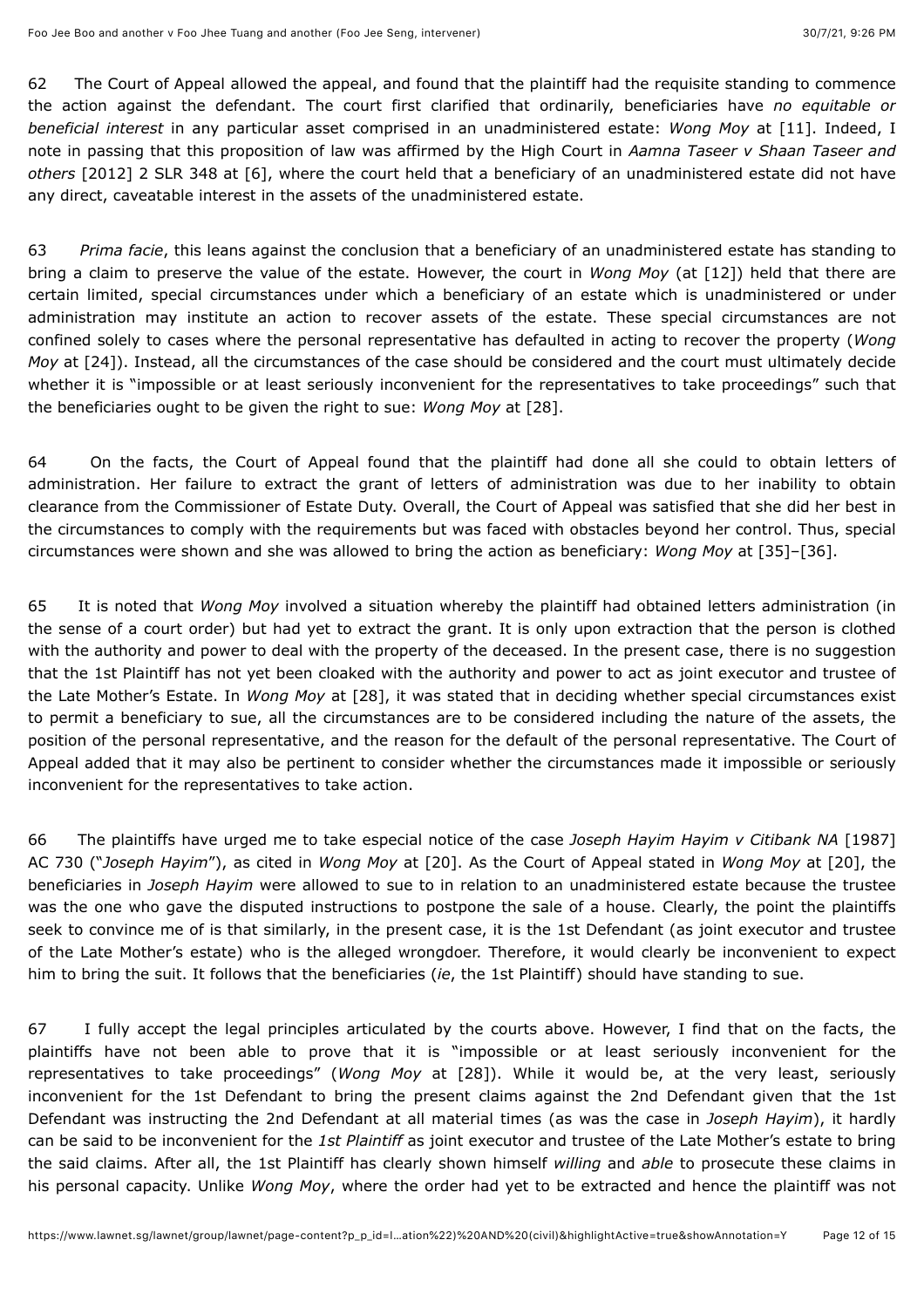62 The Court of Appeal allowed the appeal, and found that the plaintiff had the requisite standing to commence the action against the defendant. The court first clarified that ordinarily, beneficiaries have *no equitable or beneficial interest* in any particular asset comprised in an unadministered estate: *Wong Moy* at [11]. Indeed, I note in passing that this proposition of law was affirmed by the High Court in *Aamna Taseer v Shaan Taseer and others* [2012] 2 SLR 348 at [6], where the court held that a beneficiary of an unadministered estate did not have any direct, caveatable interest in the assets of the unadministered estate.

63 *Prima facie*, this leans against the conclusion that a beneficiary of an unadministered estate has standing to bring a claim to preserve the value of the estate. However, the court in *Wong Moy* (at [12]) held that there are certain limited, special circumstances under which a beneficiary of an estate which is unadministered or under administration may institute an action to recover assets of the estate. These special circumstances are not confined solely to cases where the personal representative has defaulted in acting to recover the property (*Wong Moy* at [24]). Instead, all the circumstances of the case should be considered and the court must ultimately decide whether it is "impossible or at least seriously inconvenient for the representatives to take proceedings" such that the beneficiaries ought to be given the right to sue: *Wong Moy* at [28].

64 On the facts, the Court of Appeal found that the plaintiff had done all she could to obtain letters of administration. Her failure to extract the grant of letters of administration was due to her inability to obtain clearance from the Commissioner of Estate Duty. Overall, the Court of Appeal was satisfied that she did her best in the circumstances to comply with the requirements but was faced with obstacles beyond her control. Thus, special circumstances were shown and she was allowed to bring the action as beneficiary: *Wong Moy* at [35]–[36].

65 It is noted that *Wong Moy* involved a situation whereby the plaintiff had obtained letters administration (in the sense of a court order) but had yet to extract the grant. It is only upon extraction that the person is clothed with the authority and power to deal with the property of the deceased. In the present case, there is no suggestion that the 1st Plaintiff has not yet been cloaked with the authority and power to act as joint executor and trustee of the Late Mother's Estate. In *Wong Moy* at [28], it was stated that in deciding whether special circumstances exist to permit a beneficiary to sue, all the circumstances are to be considered including the nature of the assets, the position of the personal representative, and the reason for the default of the personal representative. The Court of Appeal added that it may also be pertinent to consider whether the circumstances made it impossible or seriously inconvenient for the representatives to take action.

66 The plaintiffs have urged me to take especial notice of the case *Joseph Hayim Hayim v Citibank NA* [1987] AC 730 ("*Joseph Hayim*"), as cited in *Wong Moy* at [20]. As the Court of Appeal stated in *Wong Moy* at [20], the beneficiaries in *Joseph Hayim* were allowed to sue to in relation to an unadministered estate because the trustee was the one who gave the disputed instructions to postpone the sale of a house. Clearly, the point the plaintiffs seek to convince me of is that similarly, in the present case, it is the 1st Defendant (as joint executor and trustee of the Late Mother's estate) who is the alleged wrongdoer. Therefore, it would clearly be inconvenient to expect him to bring the suit. It follows that the beneficiaries (*ie*, the 1st Plaintiff) should have standing to sue.

67 I fully accept the legal principles articulated by the courts above. However, I find that on the facts, the plaintiffs have not been able to prove that it is "impossible or at least seriously inconvenient for the representatives to take proceedings" (*Wong Moy* at [28]). While it would be, at the very least, seriously inconvenient for the 1st Defendant to bring the present claims against the 2nd Defendant given that the 1st Defendant was instructing the 2nd Defendant at all material times (as was the case in *Joseph Hayim*), it hardly can be said to be inconvenient for the *1st Plaintiff* as joint executor and trustee of the Late Mother's estate to bring the said claims. After all, the 1st Plaintiff has clearly shown himself *willing* and *able* to prosecute these claims in his personal capacity. Unlike *Wong Moy*, where the order had yet to be extracted and hence the plaintiff was not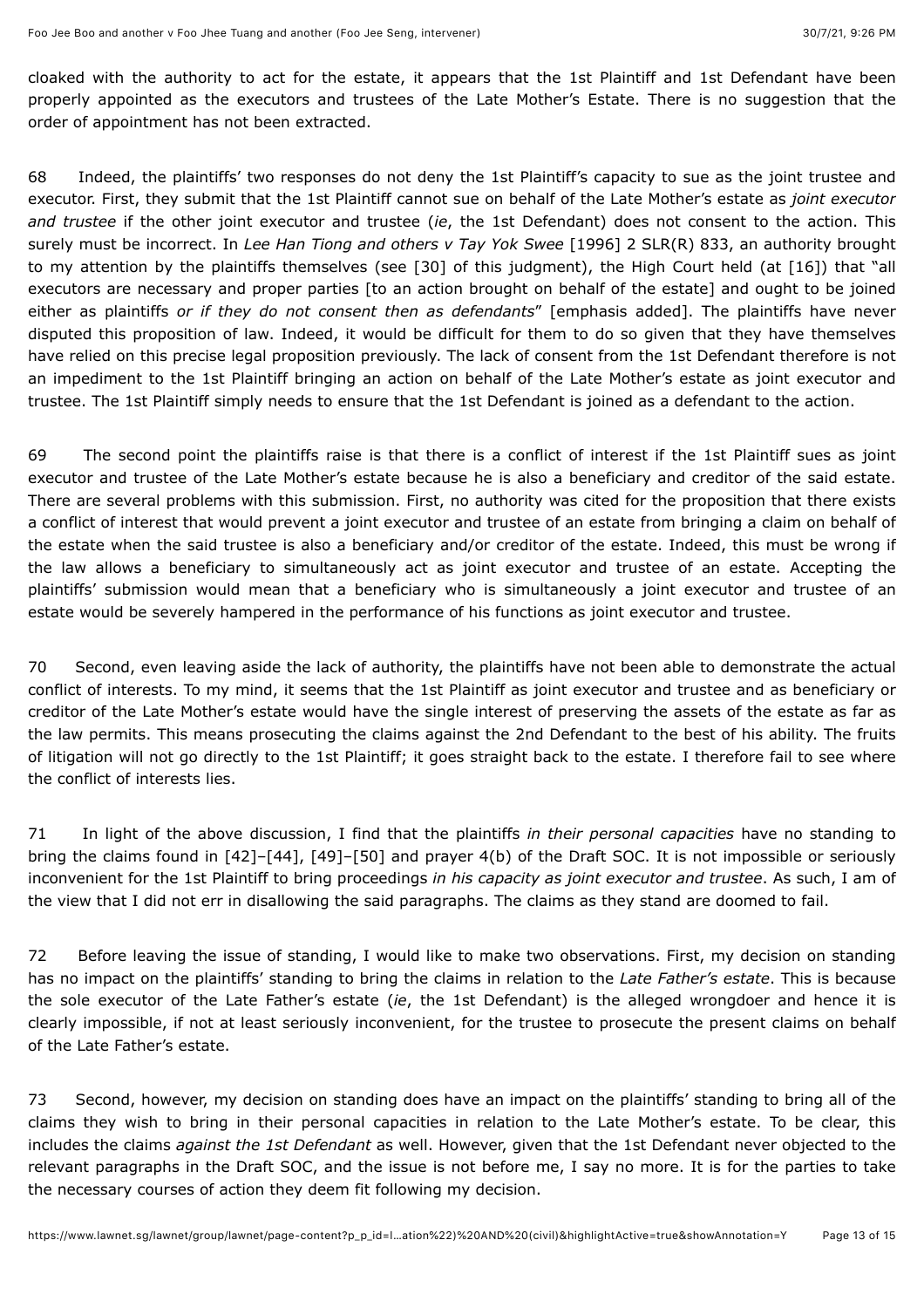cloaked with the authority to act for the estate, it appears that the 1st Plaintiff and 1st Defendant have been properly appointed as the executors and trustees of the Late Mother's Estate. There is no suggestion that the order of appointment has not been extracted.

68 Indeed, the plaintiffs' two responses do not deny the 1st Plaintiff's capacity to sue as the joint trustee and executor. First, they submit that the 1st Plaintiff cannot sue on behalf of the Late Mother's estate as *joint executor and trustee* if the other joint executor and trustee (*ie*, the 1st Defendant) does not consent to the action. This surely must be incorrect. In *Lee Han Tiong and others v Tay Yok Swee* [1996] 2 SLR(R) 833, an authority brought to my attention by the plaintiffs themselves (see [30] of this judgment), the High Court held (at [16]) that "all executors are necessary and proper parties [to an action brought on behalf of the estate] and ought to be joined either as plaintiffs *or if they do not consent then as defendants*" [emphasis added]. The plaintiffs have never disputed this proposition of law. Indeed, it would be difficult for them to do so given that they have themselves have relied on this precise legal proposition previously. The lack of consent from the 1st Defendant therefore is not an impediment to the 1st Plaintiff bringing an action on behalf of the Late Mother's estate as joint executor and trustee. The 1st Plaintiff simply needs to ensure that the 1st Defendant is joined as a defendant to the action.

69 The second point the plaintiffs raise is that there is a conflict of interest if the 1st Plaintiff sues as joint executor and trustee of the Late Mother's estate because he is also a beneficiary and creditor of the said estate. There are several problems with this submission. First, no authority was cited for the proposition that there exists a conflict of interest that would prevent a joint executor and trustee of an estate from bringing a claim on behalf of the estate when the said trustee is also a beneficiary and/or creditor of the estate. Indeed, this must be wrong if the law allows a beneficiary to simultaneously act as joint executor and trustee of an estate. Accepting the plaintiffs' submission would mean that a beneficiary who is simultaneously a joint executor and trustee of an estate would be severely hampered in the performance of his functions as joint executor and trustee.

70 Second, even leaving aside the lack of authority, the plaintiffs have not been able to demonstrate the actual conflict of interests. To my mind, it seems that the 1st Plaintiff as joint executor and trustee and as beneficiary or creditor of the Late Mother's estate would have the single interest of preserving the assets of the estate as far as the law permits. This means prosecuting the claims against the 2nd Defendant to the best of his ability. The fruits of litigation will not go directly to the 1st Plaintiff; it goes straight back to the estate. I therefore fail to see where the conflict of interests lies.

71 In light of the above discussion, I find that the plaintiffs *in their personal capacities* have no standing to bring the claims found in [42]–[44], [49]–[50] and prayer 4(b) of the Draft SOC. It is not impossible or seriously inconvenient for the 1st Plaintiff to bring proceedings *in his capacity as joint executor and trustee*. As such, I am of the view that I did not err in disallowing the said paragraphs. The claims as they stand are doomed to fail.

72 Before leaving the issue of standing, I would like to make two observations. First, my decision on standing has no impact on the plaintiffs' standing to bring the claims in relation to the *Late Father's estate*. This is because the sole executor of the Late Father's estate (*ie*, the 1st Defendant) is the alleged wrongdoer and hence it is clearly impossible, if not at least seriously inconvenient, for the trustee to prosecute the present claims on behalf of the Late Father's estate.

73 Second, however, my decision on standing does have an impact on the plaintiffs' standing to bring all of the claims they wish to bring in their personal capacities in relation to the Late Mother's estate. To be clear, this includes the claims *against the 1st Defendant* as well. However, given that the 1st Defendant never objected to the relevant paragraphs in the Draft SOC, and the issue is not before me, I say no more. It is for the parties to take the necessary courses of action they deem fit following my decision.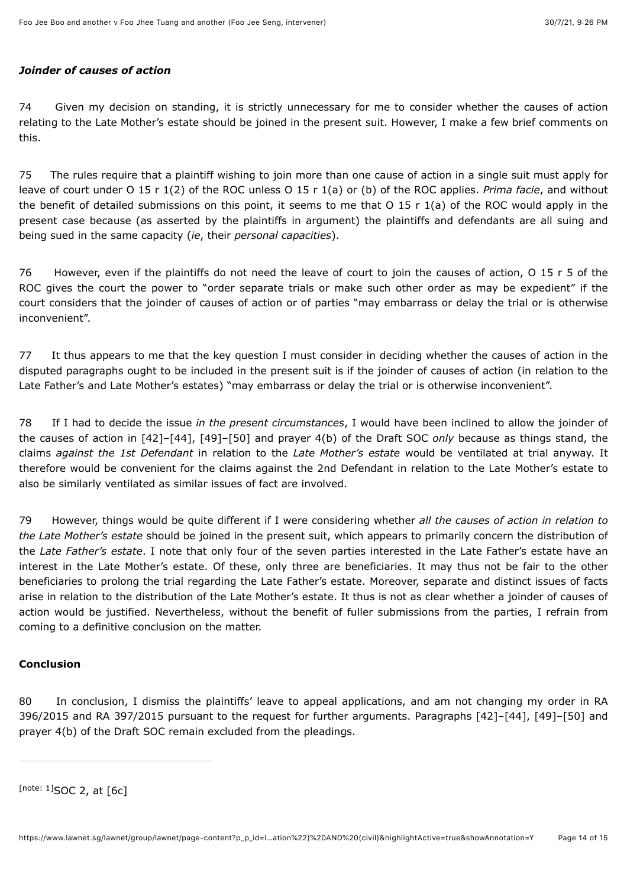***Joinder of causes of action***

74 Given my decision on standing, it is strictly unnecessary for me to consider whether the causes of action relating to the Late Mother's estate should be joined in the present suit. However, I make a few brief comments on this.

75 The rules require that a plaintiff wishing to join more than one cause of action in a single suit must apply for leave of court under O 15 r 1(2) of the ROC unless O 15 r 1(a) or (b) of the ROC applies. *Prima facie*, and without the benefit of detailed submissions on this point, it seems to me that O 15 r 1(a) of the ROC would apply in the present case because (as asserted by the plaintiffs in argument) the plaintiffs and defendants are all suing and being sued in the same capacity (*ie*, their *personal capacities*).

76 However, even if the plaintiffs do not need the leave of court to join the causes of action, O 15 r 5 of the ROC gives the court the power to "order separate trials or make such other order as may be expedient" if the court considers that the joinder of causes of action or of parties "may embarrass or delay the trial or is otherwise inconvenient".

77 It thus appears to me that the key question I must consider in deciding whether the causes of action in the disputed paragraphs ought to be included in the present suit is if the joinder of causes of action (in relation to the Late Father's and Late Mother's estates) "may embarrass or delay the trial or is otherwise inconvenient".

78 If I had to decide the issue *in the present circumstances*, I would have been inclined to allow the joinder of the causes of action in [42]–[44], [49]–[50] and prayer 4(b) of the Draft SOC *only* because as things stand, the claims *against the 1st Defendant* in relation to the *Late Mother's estate* would be ventilated at trial anyway. It therefore would be convenient for the claims against the 2nd Defendant in relation to the Late Mother's estate to also be similarly ventilated as similar issues of fact are involved.

79 However, things would be quite different if I were considering whether *all the causes of action in relation to the Late Mother's estate* should be joined in the present suit, which appears to primarily concern the distribution of the *Late Father's estate*. I note that only four of the seven parties interested in the Late Father's estate have an interest in the Late Mother's estate. Of these, only three are beneficiaries. It may thus not be fair to the other beneficiaries to prolong the trial regarding the Late Father's estate. Moreover, separate and distinct issues of facts arise in relation to the distribution of the Late Mother's estate. It thus is not as clear whether a joinder of causes of action would be justified. Nevertheless, without the benefit of fuller submissions from the parties, I refrain from coming to a definitive conclusion on the matter.

**Conclusion**

80 In conclusion, I dismiss the plaintiffs' leave to appeal applications, and am not changing my order in RA 396/2015 and RA 397/2015 pursuant to the request for further arguments. Paragraphs [42]–[44], [49]–[50] and prayer 4(b) of the Draft SOC remain excluded from the pleadings.

---

[note: 1]SOC 2, at [6c]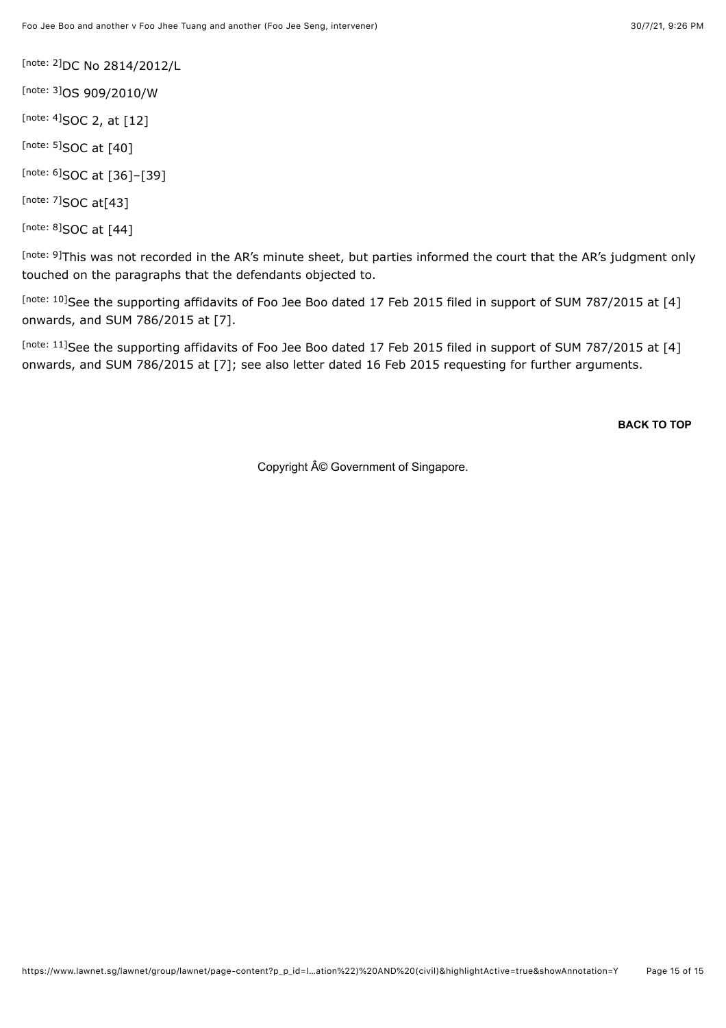[note: 2]DC No 2814/2012/L

[note: 3]OS 909/2010/W

[note: 4]SOC 2, at [12]

[note: 5]SOC at [40]

[note: 6]SOC at [36]–[39]

[note: 7]SOC at[43]

[note: 8]SOC at [44]

[note: 9]This was not recorded in the AR's minute sheet, but parties informed the court that the AR's judgment only touched on the paragraphs that the defendants objected to.

[note: 10]See the supporting affidavits of Foo Jee Boo dated 17 Feb 2015 filed in support of SUM 787/2015 at [4] onwards, and SUM 786/2015 at [7].

[note: 11]See the supporting affidavits of Foo Jee Boo dated 17 Feb 2015 filed in support of SUM 787/2015 at [4] onwards, and SUM 786/2015 at [7]; see also letter dated 16 Feb 2015 requesting for further arguments.

**BACK TO TOP**

Copyright Â© Government of Singapore.